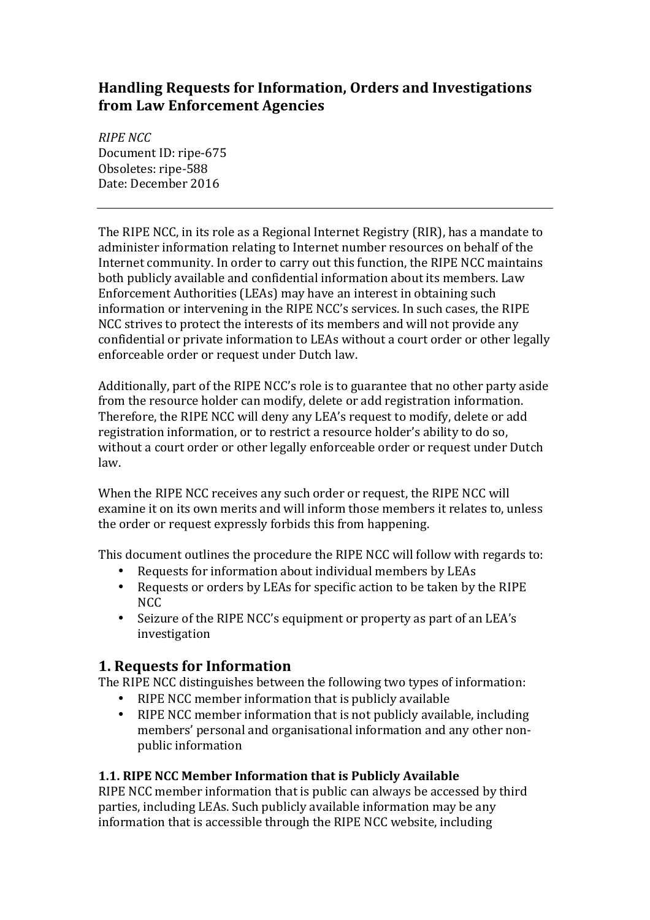# Handling Requests for Information, Orders and Investigations from Law Enforcement Agencies

*RIPE NCC*
Document ID: ripe-675
Obsoletes: ripe-588
Date: December 2016

---

The RIPE NCC, in its role as a Regional Internet Registry (RIR), has a mandate to administer information relating to Internet number resources on behalf of the Internet community. In order to carry out this function, the RIPE NCC maintains both publicly available and confidential information about its members. Law Enforcement Authorities (LEAs) may have an interest in obtaining such information or intervening in the RIPE NCC's services. In such cases, the RIPE NCC strives to protect the interests of its members and will not provide any confidential or private information to LEAs without a court order or other legally enforceable order or request under Dutch law.

Additionally, part of the RIPE NCC's role is to guarantee that no other party aside from the resource holder can modify, delete or add registration information. Therefore, the RIPE NCC will deny any LEA's request to modify, delete or add registration information, or to restrict a resource holder's ability to do so, without a court order or other legally enforceable order or request under Dutch law.

When the RIPE NCC receives any such order or request, the RIPE NCC will examine it on its own merits and will inform those members it relates to, unless the order or request expressly forbids this from happening.

This document outlines the procedure the RIPE NCC will follow with regards to:

- Requests for information about individual members by LEAs
- Requests or orders by LEAs for specific action to be taken by the RIPE NCC
- Seizure of the RIPE NCC's equipment or property as part of an LEA's investigation

## 1. Requests for Information

The RIPE NCC distinguishes between the following two types of information:

- RIPE NCC member information that is publicly available
- RIPE NCC member information that is not publicly available, including members' personal and organisational information and any other non-public information

### 1.1. RIPE NCC Member Information that is Publicly Available

RIPE NCC member information that is public can always be accessed by third parties, including LEAs. Such publicly available information may be any information that is accessible through the RIPE NCC website, including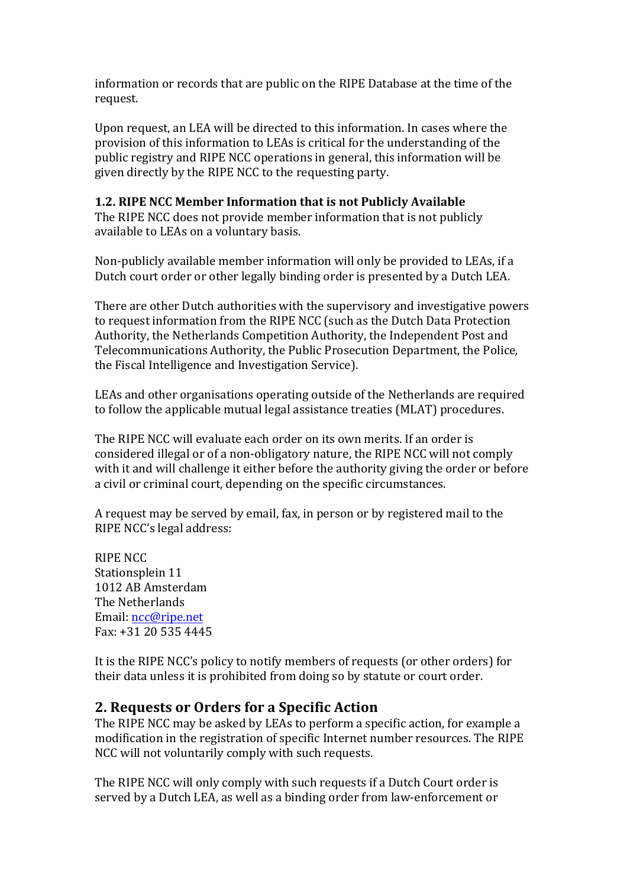information or records that are public on the RIPE Database at the time of the request.

Upon request, an LEA will be directed to this information. In cases where the provision of this information to LEAs is critical for the understanding of the public registry and RIPE NCC operations in general, this information will be given directly by the RIPE NCC to the requesting party.

### 1.2. RIPE NCC Member Information that is not Publicly Available

The RIPE NCC does not provide member information that is not publicly available to LEAs on a voluntary basis.

Non-publicly available member information will only be provided to LEAs, if a Dutch court order or other legally binding order is presented by a Dutch LEA.

There are other Dutch authorities with the supervisory and investigative powers to request information from the RIPE NCC (such as the Dutch Data Protection Authority, the Netherlands Competition Authority, the Independent Post and Telecommunications Authority, the Public Prosecution Department, the Police, the Fiscal Intelligence and Investigation Service).

LEAs and other organisations operating outside of the Netherlands are required to follow the applicable mutual legal assistance treaties (MLAT) procedures.

The RIPE NCC will evaluate each order on its own merits. If an order is considered illegal or of a non-obligatory nature, the RIPE NCC will not comply with it and will challenge it either before the authority giving the order or before a civil or criminal court, depending on the specific circumstances.

A request may be served by email, fax, in person or by registered mail to the RIPE NCC's legal address:

RIPE NCC  
Stationsplein 11  
1012 AB Amsterdam  
The Netherlands  
Email: ncc@ripe.net  
Fax: +31 20 535 4445

It is the RIPE NCC's policy to notify members of requests (or other orders) for their data unless it is prohibited from doing so by statute or court order.

## 2. Requests or Orders for a Specific Action

The RIPE NCC may be asked by LEAs to perform a specific action, for example a modification in the registration of specific Internet number resources. The RIPE NCC will not voluntarily comply with such requests.

The RIPE NCC will only comply with such requests if a Dutch Court order is served by a Dutch LEA, as well as a binding order from law-enforcement or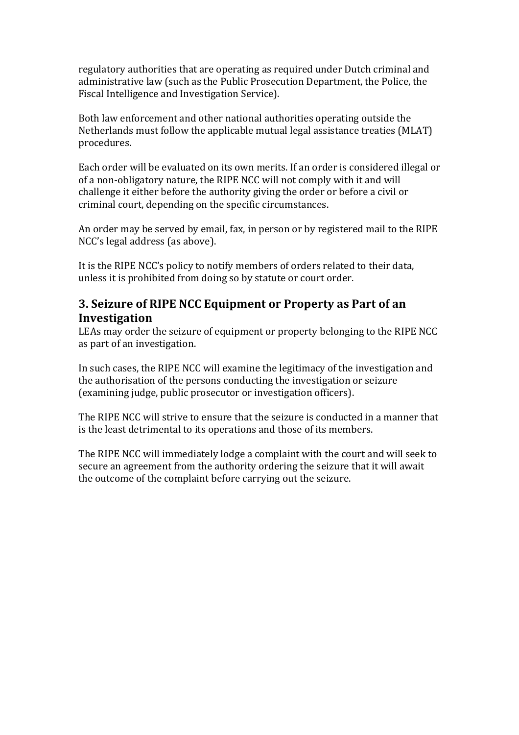regulatory authorities that are operating as required under Dutch criminal and administrative law (such as the Public Prosecution Department, the Police, the Fiscal Intelligence and Investigation Service).

Both law enforcement and other national authorities operating outside the Netherlands must follow the applicable mutual legal assistance treaties (MLAT) procedures.

Each order will be evaluated on its own merits. If an order is considered illegal or of a non-obligatory nature, the RIPE NCC will not comply with it and will challenge it either before the authority giving the order or before a civil or criminal court, depending on the specific circumstances.

An order may be served by email, fax, in person or by registered mail to the RIPE NCC's legal address (as above).

It is the RIPE NCC's policy to notify members of orders related to their data, unless it is prohibited from doing so by statute or court order.

## 3. Seizure of RIPE NCC Equipment or Property as Part of an Investigation

LEAs may order the seizure of equipment or property belonging to the RIPE NCC as part of an investigation.

In such cases, the RIPE NCC will examine the legitimacy of the investigation and the authorisation of the persons conducting the investigation or seizure (examining judge, public prosecutor or investigation officers).

The RIPE NCC will strive to ensure that the seizure is conducted in a manner that is the least detrimental to its operations and those of its members.

The RIPE NCC will immediately lodge a complaint with the court and will seek to secure an agreement from the authority ordering the seizure that it will await the outcome of the complaint before carrying out the seizure.